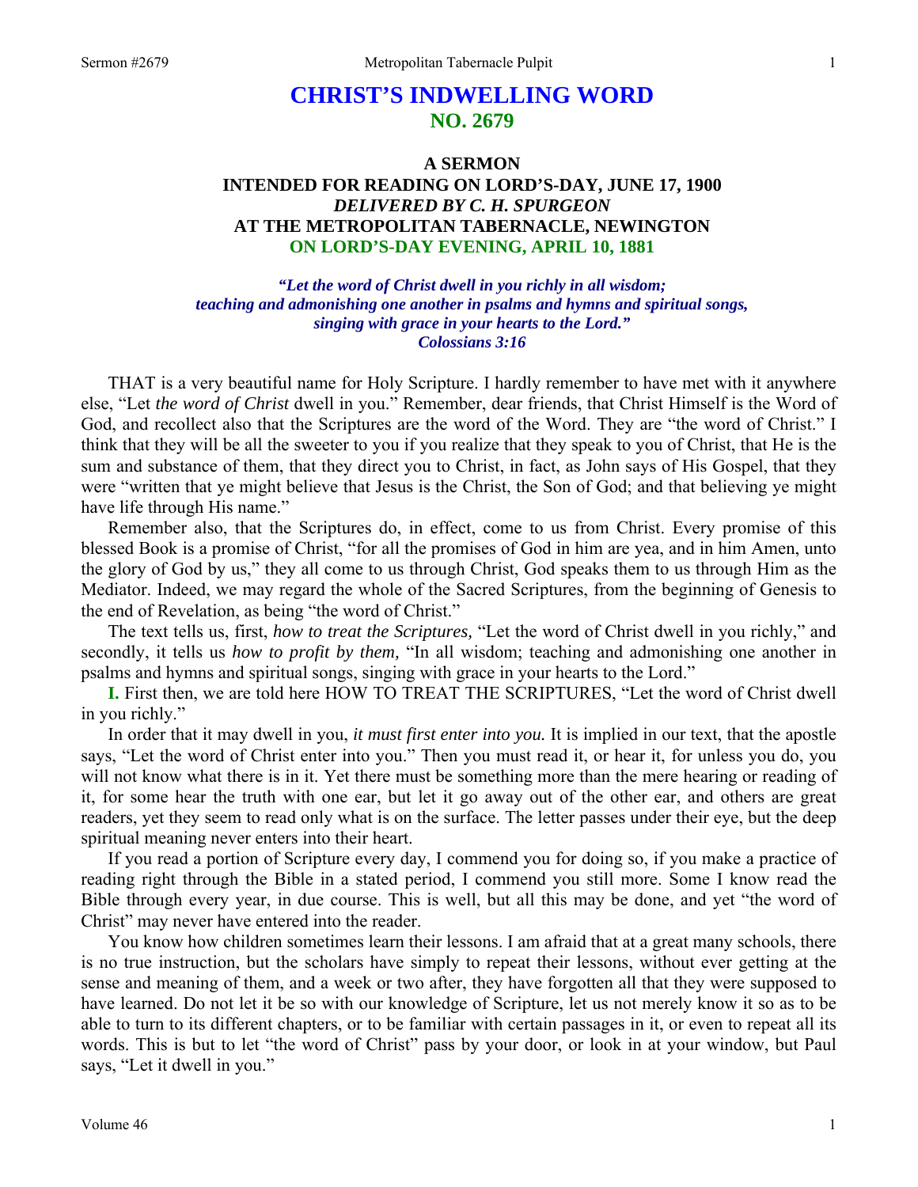# CHRIST'S INDWELLING WORD
## NO. 2679

### A SERMON
### INTENDED FOR READING ON LORD'S-DAY, JUNE 17, 1900
### *DELIVERED BY C. H. SPURGEON*
### AT THE METROPOLITAN TABERNACLE, NEWINGTON
### ON LORD'S-DAY EVENING, APRIL 10, 1881

***"Let the word of Christ dwell in you richly in all wisdom;***
***teaching and admonishing one another in psalms and hymns and spiritual songs,***
***singing with grace in your hearts to the Lord."***
***Colossians 3:16***

THAT is a very beautiful name for Holy Scripture. I hardly remember to have met with it anywhere else, "Let *the word of Christ* dwell in you." Remember, dear friends, that Christ Himself is the Word of God, and recollect also that the Scriptures are the word of the Word. They are "the word of Christ." I think that they will be all the sweeter to you if you realize that they speak to you of Christ, that He is the sum and substance of them, that they direct you to Christ, in fact, as John says of His Gospel, that they were "written that ye might believe that Jesus is the Christ, the Son of God; and that believing ye might have life through His name."

Remember also, that the Scriptures do, in effect, come to us from Christ. Every promise of this blessed Book is a promise of Christ, "for all the promises of God in him are yea, and in him Amen, unto the glory of God by us," they all come to us through Christ, God speaks them to us through Him as the Mediator. Indeed, we may regard the whole of the Sacred Scriptures, from the beginning of Genesis to the end of Revelation, as being "the word of Christ."

The text tells us, first, *how to treat the Scriptures,* "Let the word of Christ dwell in you richly," and secondly, it tells us *how to profit by them,* "In all wisdom; teaching and admonishing one another in psalms and hymns and spiritual songs, singing with grace in your hearts to the Lord."

**I.** First then, we are told here HOW TO TREAT THE SCRIPTURES, "Let the word of Christ dwell in you richly."

In order that it may dwell in you, *it must first enter into you.* It is implied in our text, that the apostle says, "Let the word of Christ enter into you." Then you must read it, or hear it, for unless you do, you will not know what there is in it. Yet there must be something more than the mere hearing or reading of it, for some hear the truth with one ear, but let it go away out of the other ear, and others are great readers, yet they seem to read only what is on the surface. The letter passes under their eye, but the deep spiritual meaning never enters into their heart.

If you read a portion of Scripture every day, I commend you for doing so, if you make a practice of reading right through the Bible in a stated period, I commend you still more. Some I know read the Bible through every year, in due course. This is well, but all this may be done, and yet "the word of Christ" may never have entered into the reader.

You know how children sometimes learn their lessons. I am afraid that at a great many schools, there is no true instruction, but the scholars have simply to repeat their lessons, without ever getting at the sense and meaning of them, and a week or two after, they have forgotten all that they were supposed to have learned. Do not let it be so with our knowledge of Scripture, let us not merely know it so as to be able to turn to its different chapters, or to be familiar with certain passages in it, or even to repeat all its words. This is but to let "the word of Christ" pass by your door, or look in at your window, but Paul says, "Let it dwell in you."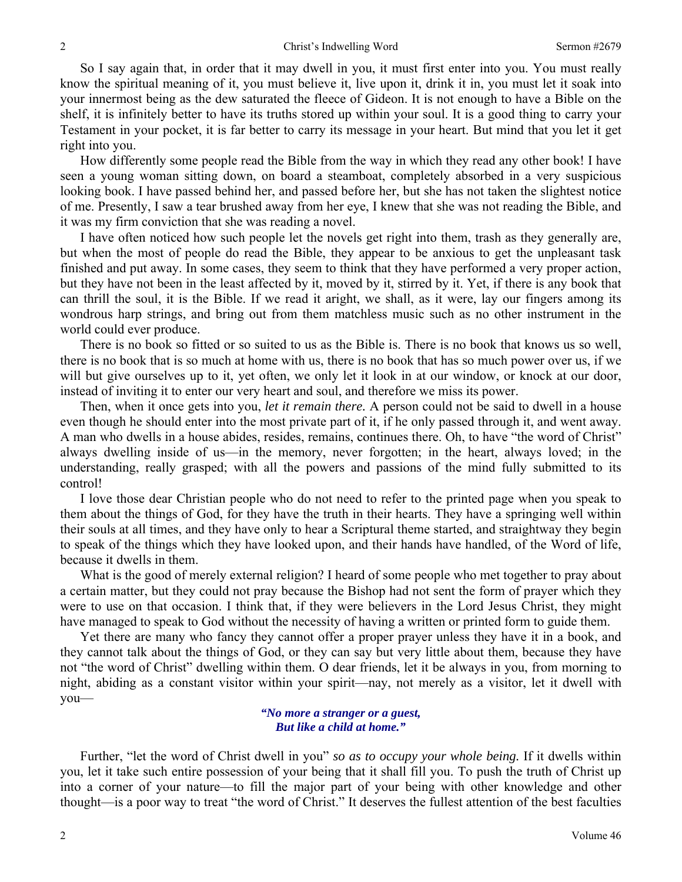So I say again that, in order that it may dwell in you, it must first enter into you. You must really know the spiritual meaning of it, you must believe it, live upon it, drink it in, you must let it soak into your innermost being as the dew saturated the fleece of Gideon. It is not enough to have a Bible on the shelf, it is infinitely better to have its truths stored up within your soul. It is a good thing to carry your Testament in your pocket, it is far better to carry its message in your heart. But mind that you let it get right into you.

How differently some people read the Bible from the way in which they read any other book! I have seen a young woman sitting down, on board a steamboat, completely absorbed in a very suspicious looking book. I have passed behind her, and passed before her, but she has not taken the slightest notice of me. Presently, I saw a tear brushed away from her eye, I knew that she was not reading the Bible, and it was my firm conviction that she was reading a novel.

I have often noticed how such people let the novels get right into them, trash as they generally are, but when the most of people do read the Bible, they appear to be anxious to get the unpleasant task finished and put away. In some cases, they seem to think that they have performed a very proper action, but they have not been in the least affected by it, moved by it, stirred by it. Yet, if there is any book that can thrill the soul, it is the Bible. If we read it aright, we shall, as it were, lay our fingers among its wondrous harp strings, and bring out from them matchless music such as no other instrument in the world could ever produce.

There is no book so fitted or so suited to us as the Bible is. There is no book that knows us so well, there is no book that is so much at home with us, there is no book that has so much power over us, if we will but give ourselves up to it, yet often, we only let it look in at our window, or knock at our door, instead of inviting it to enter our very heart and soul, and therefore we miss its power.

Then, when it once gets into you, *let it remain there.* A person could not be said to dwell in a house even though he should enter into the most private part of it, if he only passed through it, and went away. A man who dwells in a house abides, resides, remains, continues there. Oh, to have "the word of Christ" always dwelling inside of us—in the memory, never forgotten; in the heart, always loved; in the understanding, really grasped; with all the powers and passions of the mind fully submitted to its control!

I love those dear Christian people who do not need to refer to the printed page when you speak to them about the things of God, for they have the truth in their hearts. They have a springing well within their souls at all times, and they have only to hear a Scriptural theme started, and straightway they begin to speak of the things which they have looked upon, and their hands have handled, of the Word of life, because it dwells in them.

What is the good of merely external religion? I heard of some people who met together to pray about a certain matter, but they could not pray because the Bishop had not sent the form of prayer which they were to use on that occasion. I think that, if they were believers in the Lord Jesus Christ, they might have managed to speak to God without the necessity of having a written or printed form to guide them.

Yet there are many who fancy they cannot offer a proper prayer unless they have it in a book, and they cannot talk about the things of God, or they can say but very little about them, because they have not "the word of Christ" dwelling within them. O dear friends, let it be always in you, from morning to night, abiding as a constant visitor within your spirit—nay, not merely as a visitor, let it dwell with you—

> ***"No more a stranger or a guest,***
> ***But like a child at home."***

Further, "let the word of Christ dwell in you" *so as to occupy your whole being.* If it dwells within you, let it take such entire possession of your being that it shall fill you. To push the truth of Christ up into a corner of your nature—to fill the major part of your being with other knowledge and other thought—is a poor way to treat "the word of Christ." It deserves the fullest attention of the best faculties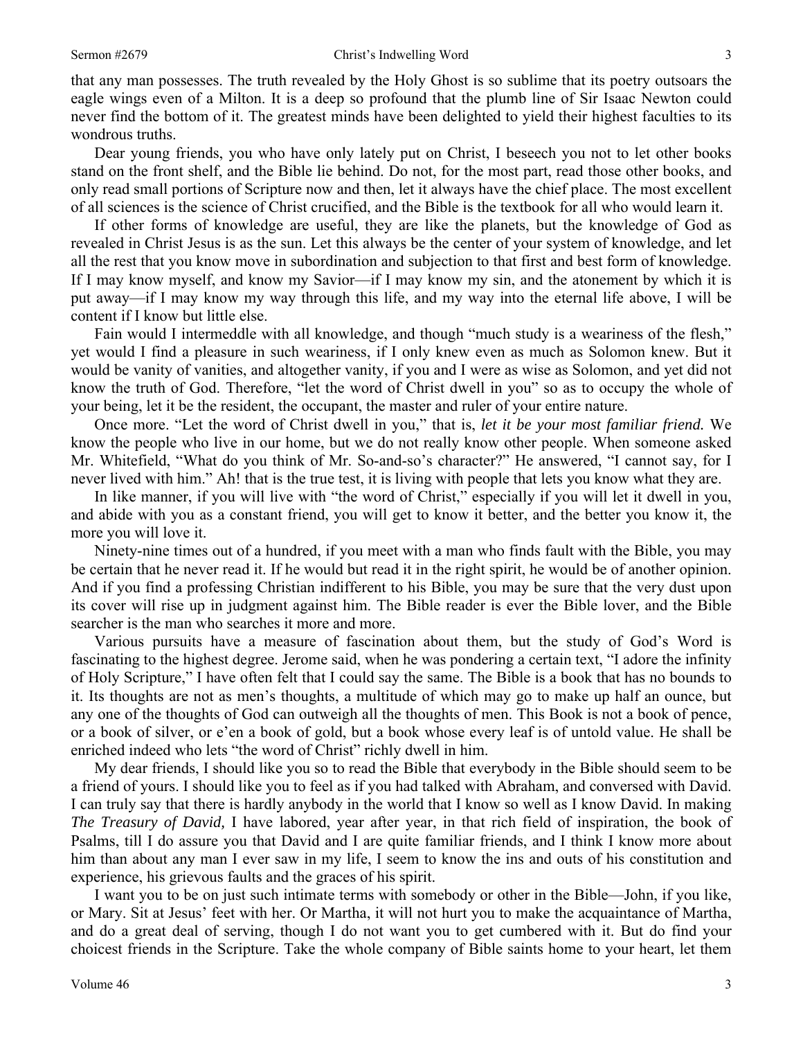that any man possesses. The truth revealed by the Holy Ghost is so sublime that its poetry outsoars the eagle wings even of a Milton. It is a deep so profound that the plumb line of Sir Isaac Newton could never find the bottom of it. The greatest minds have been delighted to yield their highest faculties to its wondrous truths.

Dear young friends, you who have only lately put on Christ, I beseech you not to let other books stand on the front shelf, and the Bible lie behind. Do not, for the most part, read those other books, and only read small portions of Scripture now and then, let it always have the chief place. The most excellent of all sciences is the science of Christ crucified, and the Bible is the textbook for all who would learn it.

If other forms of knowledge are useful, they are like the planets, but the knowledge of God as revealed in Christ Jesus is as the sun. Let this always be the center of your system of knowledge, and let all the rest that you know move in subordination and subjection to that first and best form of knowledge. If I may know myself, and know my Savior—if I may know my sin, and the atonement by which it is put away—if I may know my way through this life, and my way into the eternal life above, I will be content if I know but little else.

Fain would I intermeddle with all knowledge, and though "much study is a weariness of the flesh," yet would I find a pleasure in such weariness, if I only knew even as much as Solomon knew. But it would be vanity of vanities, and altogether vanity, if you and I were as wise as Solomon, and yet did not know the truth of God. Therefore, "let the word of Christ dwell in you" so as to occupy the whole of your being, let it be the resident, the occupant, the master and ruler of your entire nature.

Once more. "Let the word of Christ dwell in you," that is, *let it be your most familiar friend.* We know the people who live in our home, but we do not really know other people. When someone asked Mr. Whitefield, "What do you think of Mr. So-and-so's character?" He answered, "I cannot say, for I never lived with him." Ah! that is the true test, it is living with people that lets you know what they are.

In like manner, if you will live with "the word of Christ," especially if you will let it dwell in you, and abide with you as a constant friend, you will get to know it better, and the better you know it, the more you will love it.

Ninety-nine times out of a hundred, if you meet with a man who finds fault with the Bible, you may be certain that he never read it. If he would but read it in the right spirit, he would be of another opinion. And if you find a professing Christian indifferent to his Bible, you may be sure that the very dust upon its cover will rise up in judgment against him. The Bible reader is ever the Bible lover, and the Bible searcher is the man who searches it more and more.

Various pursuits have a measure of fascination about them, but the study of God's Word is fascinating to the highest degree. Jerome said, when he was pondering a certain text, "I adore the infinity of Holy Scripture," I have often felt that I could say the same. The Bible is a book that has no bounds to it. Its thoughts are not as men's thoughts, a multitude of which may go to make up half an ounce, but any one of the thoughts of God can outweigh all the thoughts of men. This Book is not a book of pence, or a book of silver, or e'en a book of gold, but a book whose every leaf is of untold value. He shall be enriched indeed who lets "the word of Christ" richly dwell in him.

My dear friends, I should like you so to read the Bible that everybody in the Bible should seem to be a friend of yours. I should like you to feel as if you had talked with Abraham, and conversed with David. I can truly say that there is hardly anybody in the world that I know so well as I know David. In making *The Treasury of David,* I have labored, year after year, in that rich field of inspiration, the book of Psalms, till I do assure you that David and I are quite familiar friends, and I think I know more about him than about any man I ever saw in my life, I seem to know the ins and outs of his constitution and experience, his grievous faults and the graces of his spirit.

I want you to be on just such intimate terms with somebody or other in the Bible—John, if you like, or Mary. Sit at Jesus' feet with her. Or Martha, it will not hurt you to make the acquaintance of Martha, and do a great deal of serving, though I do not want you to get cumbered with it. But do find your choicest friends in the Scripture. Take the whole company of Bible saints home to your heart, let them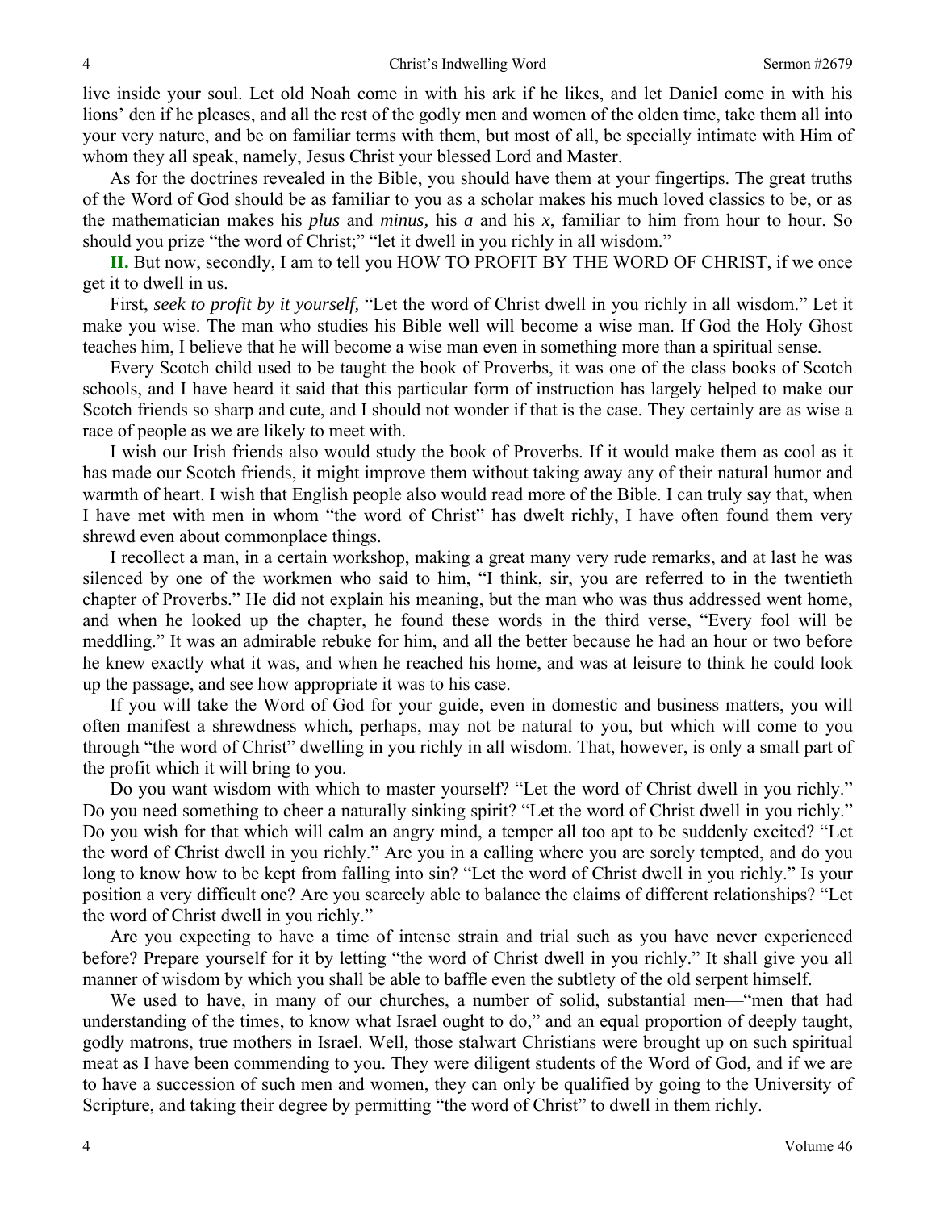live inside your soul. Let old Noah come in with his ark if he likes, and let Daniel come in with his lions' den if he pleases, and all the rest of the godly men and women of the olden time, take them all into your very nature, and be on familiar terms with them, but most of all, be specially intimate with Him of whom they all speak, namely, Jesus Christ your blessed Lord and Master.

As for the doctrines revealed in the Bible, you should have them at your fingertips. The great truths of the Word of God should be as familiar to you as a scholar makes his much loved classics to be, or as the mathematician makes his *plus* and *minus,* his *a* and his *x*, familiar to him from hour to hour. So should you prize "the word of Christ;" "let it dwell in you richly in all wisdom."

**II.** But now, secondly, I am to tell you HOW TO PROFIT BY THE WORD OF CHRIST, if we once get it to dwell in us.

First, *seek to profit by it yourself,* "Let the word of Christ dwell in you richly in all wisdom." Let it make you wise. The man who studies his Bible well will become a wise man. If God the Holy Ghost teaches him, I believe that he will become a wise man even in something more than a spiritual sense.

Every Scotch child used to be taught the book of Proverbs, it was one of the class books of Scotch schools, and I have heard it said that this particular form of instruction has largely helped to make our Scotch friends so sharp and cute, and I should not wonder if that is the case. They certainly are as wise a race of people as we are likely to meet with.

I wish our Irish friends also would study the book of Proverbs. If it would make them as cool as it has made our Scotch friends, it might improve them without taking away any of their natural humor and warmth of heart. I wish that English people also would read more of the Bible. I can truly say that, when I have met with men in whom "the word of Christ" has dwelt richly, I have often found them very shrewd even about commonplace things.

I recollect a man, in a certain workshop, making a great many very rude remarks, and at last he was silenced by one of the workmen who said to him, "I think, sir, you are referred to in the twentieth chapter of Proverbs." He did not explain his meaning, but the man who was thus addressed went home, and when he looked up the chapter, he found these words in the third verse, "Every fool will be meddling." It was an admirable rebuke for him, and all the better because he had an hour or two before he knew exactly what it was, and when he reached his home, and was at leisure to think he could look up the passage, and see how appropriate it was to his case.

If you will take the Word of God for your guide, even in domestic and business matters, you will often manifest a shrewdness which, perhaps, may not be natural to you, but which will come to you through "the word of Christ" dwelling in you richly in all wisdom. That, however, is only a small part of the profit which it will bring to you.

Do you want wisdom with which to master yourself? "Let the word of Christ dwell in you richly." Do you need something to cheer a naturally sinking spirit? "Let the word of Christ dwell in you richly." Do you wish for that which will calm an angry mind, a temper all too apt to be suddenly excited? "Let the word of Christ dwell in you richly." Are you in a calling where you are sorely tempted, and do you long to know how to be kept from falling into sin? "Let the word of Christ dwell in you richly." Is your position a very difficult one? Are you scarcely able to balance the claims of different relationships? "Let the word of Christ dwell in you richly."

Are you expecting to have a time of intense strain and trial such as you have never experienced before? Prepare yourself for it by letting "the word of Christ dwell in you richly." It shall give you all manner of wisdom by which you shall be able to baffle even the subtlety of the old serpent himself.

We used to have, in many of our churches, a number of solid, substantial men—"men that had understanding of the times, to know what Israel ought to do," and an equal proportion of deeply taught, godly matrons, true mothers in Israel. Well, those stalwart Christians were brought up on such spiritual meat as I have been commending to you. They were diligent students of the Word of God, and if we are to have a succession of such men and women, they can only be qualified by going to the University of Scripture, and taking their degree by permitting "the word of Christ" to dwell in them richly.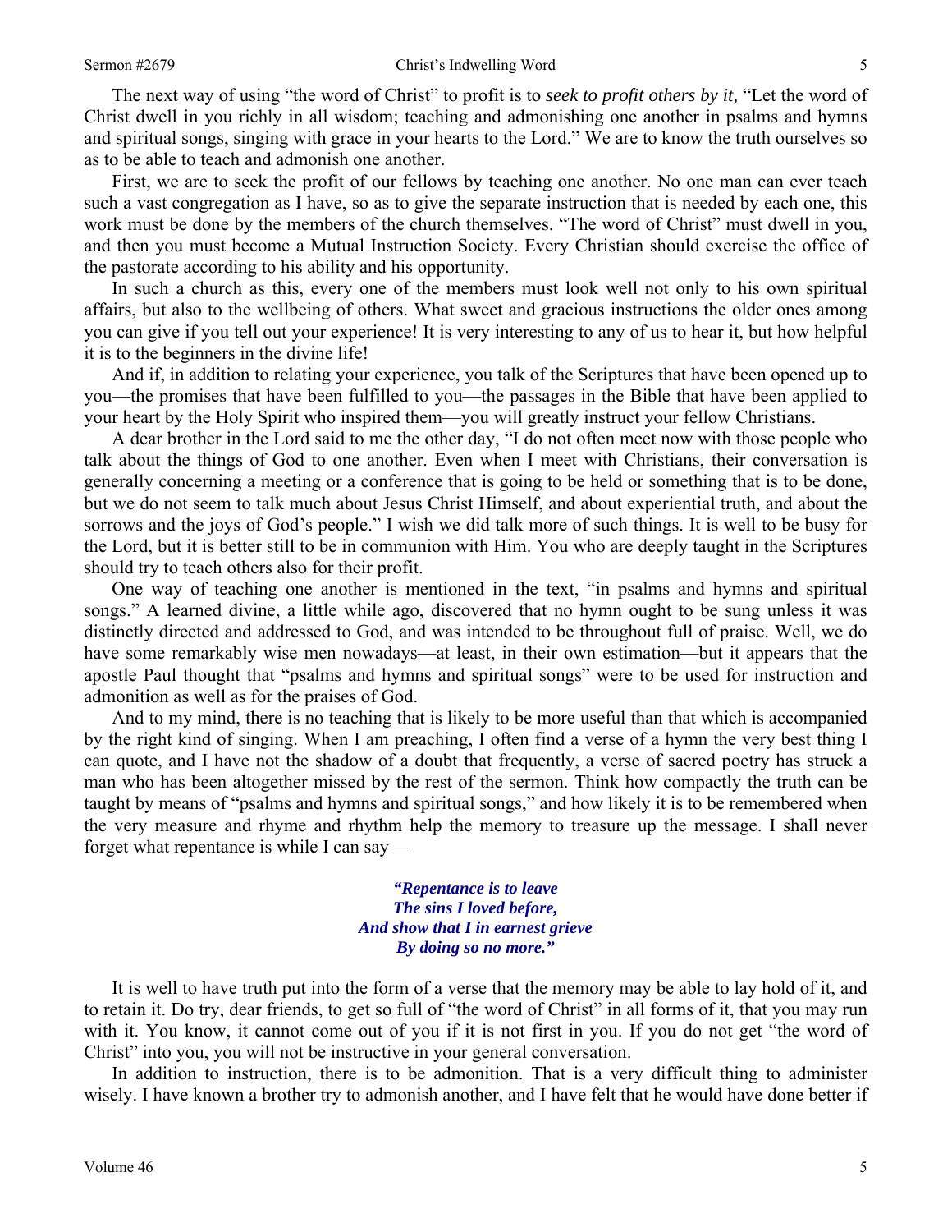The next way of using "the word of Christ" to profit is to *seek to profit others by it,* "Let the word of Christ dwell in you richly in all wisdom; teaching and admonishing one another in psalms and hymns and spiritual songs, singing with grace in your hearts to the Lord." We are to know the truth ourselves so as to be able to teach and admonish one another.

First, we are to seek the profit of our fellows by teaching one another. No one man can ever teach such a vast congregation as I have, so as to give the separate instruction that is needed by each one, this work must be done by the members of the church themselves. "The word of Christ" must dwell in you, and then you must become a Mutual Instruction Society. Every Christian should exercise the office of the pastorate according to his ability and his opportunity.

In such a church as this, every one of the members must look well not only to his own spiritual affairs, but also to the wellbeing of others. What sweet and gracious instructions the older ones among you can give if you tell out your experience! It is very interesting to any of us to hear it, but how helpful it is to the beginners in the divine life!

And if, in addition to relating your experience, you talk of the Scriptures that have been opened up to you—the promises that have been fulfilled to you—the passages in the Bible that have been applied to your heart by the Holy Spirit who inspired them—you will greatly instruct your fellow Christians.

A dear brother in the Lord said to me the other day, "I do not often meet now with those people who talk about the things of God to one another. Even when I meet with Christians, their conversation is generally concerning a meeting or a conference that is going to be held or something that is to be done, but we do not seem to talk much about Jesus Christ Himself, and about experiential truth, and about the sorrows and the joys of God's people." I wish we did talk more of such things. It is well to be busy for the Lord, but it is better still to be in communion with Him. You who are deeply taught in the Scriptures should try to teach others also for their profit.

One way of teaching one another is mentioned in the text, "in psalms and hymns and spiritual songs." A learned divine, a little while ago, discovered that no hymn ought to be sung unless it was distinctly directed and addressed to God, and was intended to be throughout full of praise. Well, we do have some remarkably wise men nowadays—at least, in their own estimation—but it appears that the apostle Paul thought that "psalms and hymns and spiritual songs" were to be used for instruction and admonition as well as for the praises of God.

And to my mind, there is no teaching that is likely to be more useful than that which is accompanied by the right kind of singing. When I am preaching, I often find a verse of a hymn the very best thing I can quote, and I have not the shadow of a doubt that frequently, a verse of sacred poetry has struck a man who has been altogether missed by the rest of the sermon. Think how compactly the truth can be taught by means of "psalms and hymns and spiritual songs," and how likely it is to be remembered when the very measure and rhyme and rhythm help the memory to treasure up the message. I shall never forget what repentance is while I can say—

> ***"Repentance is to leave***
> ***The sins I loved before,***
> ***And show that I in earnest grieve***
> ***By doing so no more."***

It is well to have truth put into the form of a verse that the memory may be able to lay hold of it, and to retain it. Do try, dear friends, to get so full of "the word of Christ" in all forms of it, that you may run with it. You know, it cannot come out of you if it is not first in you. If you do not get "the word of Christ" into you, you will not be instructive in your general conversation.

In addition to instruction, there is to be admonition. That is a very difficult thing to administer wisely. I have known a brother try to admonish another, and I have felt that he would have done better if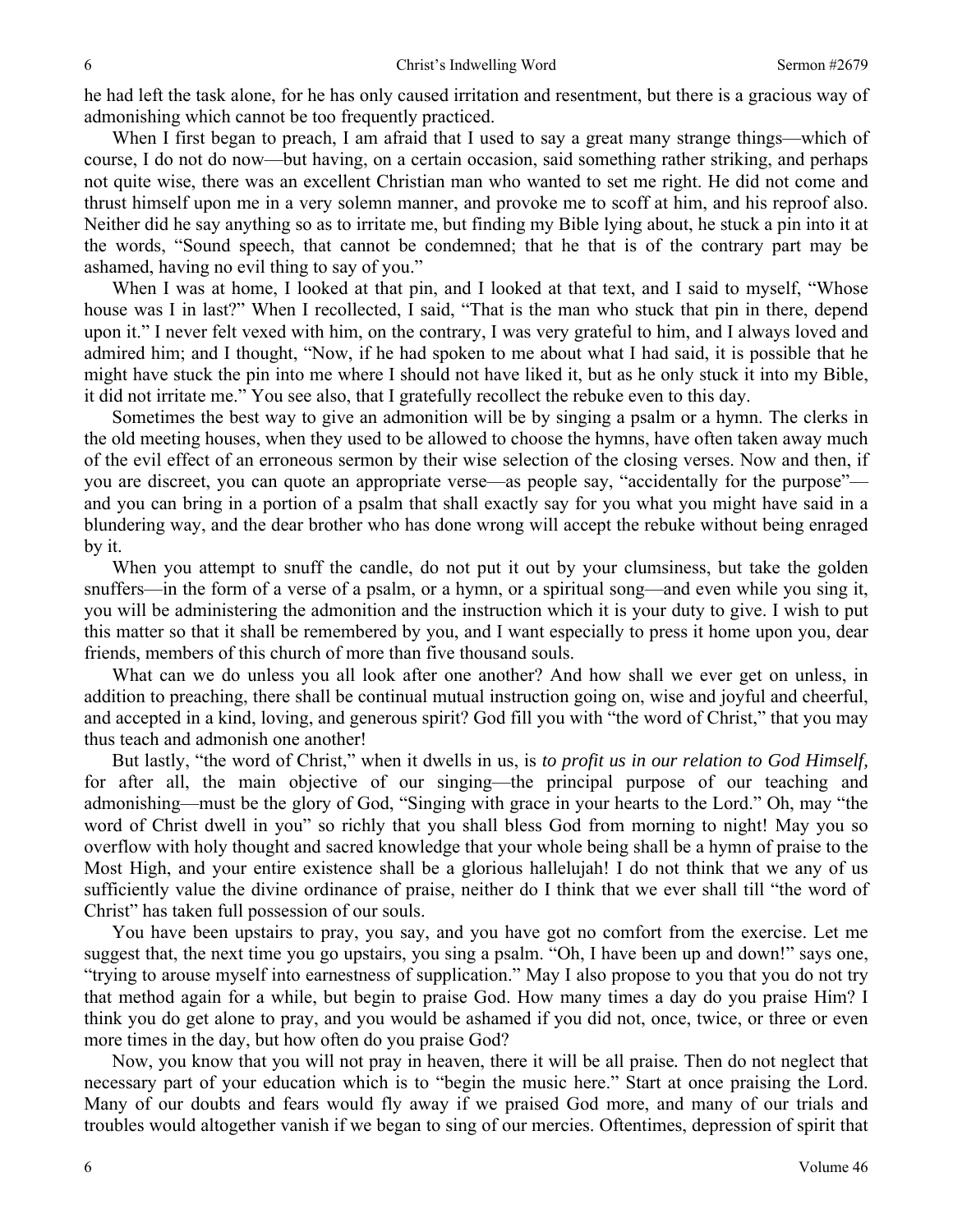he had left the task alone, for he has only caused irritation and resentment, but there is a gracious way of admonishing which cannot be too frequently practiced.

When I first began to preach, I am afraid that I used to say a great many strange things—which of course, I do not do now—but having, on a certain occasion, said something rather striking, and perhaps not quite wise, there was an excellent Christian man who wanted to set me right. He did not come and thrust himself upon me in a very solemn manner, and provoke me to scoff at him, and his reproof also. Neither did he say anything so as to irritate me, but finding my Bible lying about, he stuck a pin into it at the words, "Sound speech, that cannot be condemned; that he that is of the contrary part may be ashamed, having no evil thing to say of you."

When I was at home, I looked at that pin, and I looked at that text, and I said to myself, "Whose house was I in last?" When I recollected, I said, "That is the man who stuck that pin in there, depend upon it." I never felt vexed with him, on the contrary, I was very grateful to him, and I always loved and admired him; and I thought, "Now, if he had spoken to me about what I had said, it is possible that he might have stuck the pin into me where I should not have liked it, but as he only stuck it into my Bible, it did not irritate me." You see also, that I gratefully recollect the rebuke even to this day.

Sometimes the best way to give an admonition will be by singing a psalm or a hymn. The clerks in the old meeting houses, when they used to be allowed to choose the hymns, have often taken away much of the evil effect of an erroneous sermon by their wise selection of the closing verses. Now and then, if you are discreet, you can quote an appropriate verse—as people say, "accidentally for the purpose"—and you can bring in a portion of a psalm that shall exactly say for you what you might have said in a blundering way, and the dear brother who has done wrong will accept the rebuke without being enraged by it.

When you attempt to snuff the candle, do not put it out by your clumsiness, but take the golden snuffers—in the form of a verse of a psalm, or a hymn, or a spiritual song—and even while you sing it, you will be administering the admonition and the instruction which it is your duty to give. I wish to put this matter so that it shall be remembered by you, and I want especially to press it home upon you, dear friends, members of this church of more than five thousand souls.

What can we do unless you all look after one another? And how shall we ever get on unless, in addition to preaching, there shall be continual mutual instruction going on, wise and joyful and cheerful, and accepted in a kind, loving, and generous spirit? God fill you with "the word of Christ," that you may thus teach and admonish one another!

But lastly, "the word of Christ," when it dwells in us, is *to profit us in our relation to God Himself,* for after all, the main objective of our singing—the principal purpose of our teaching and admonishing—must be the glory of God, "Singing with grace in your hearts to the Lord." Oh, may "the word of Christ dwell in you" so richly that you shall bless God from morning to night! May you so overflow with holy thought and sacred knowledge that your whole being shall be a hymn of praise to the Most High, and your entire existence shall be a glorious hallelujah! I do not think that we any of us sufficiently value the divine ordinance of praise, neither do I think that we ever shall till "the word of Christ" has taken full possession of our souls.

You have been upstairs to pray, you say, and you have got no comfort from the exercise. Let me suggest that, the next time you go upstairs, you sing a psalm. "Oh, I have been up and down!" says one, "trying to arouse myself into earnestness of supplication." May I also propose to you that you do not try that method again for a while, but begin to praise God. How many times a day do you praise Him? I think you do get alone to pray, and you would be ashamed if you did not, once, twice, or three or even more times in the day, but how often do you praise God?

Now, you know that you will not pray in heaven, there it will be all praise. Then do not neglect that necessary part of your education which is to "begin the music here." Start at once praising the Lord. Many of our doubts and fears would fly away if we praised God more, and many of our trials and troubles would altogether vanish if we began to sing of our mercies. Oftentimes, depression of spirit that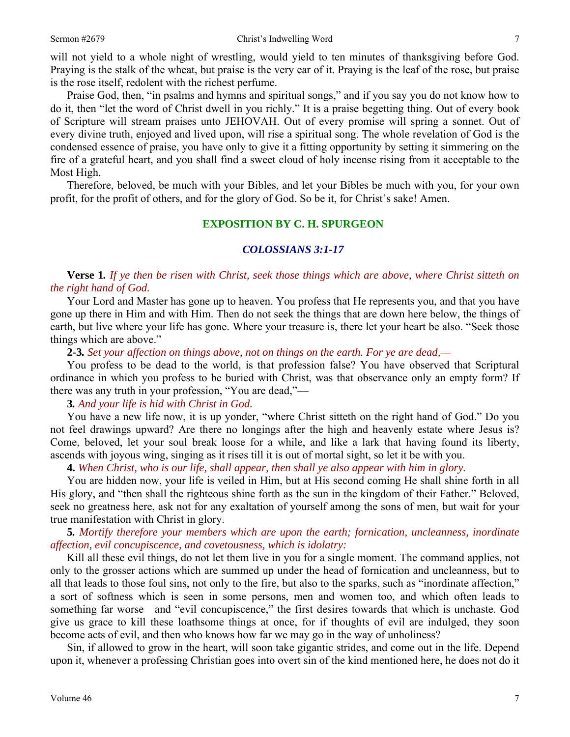will not yield to a whole night of wrestling, would yield to ten minutes of thanksgiving before God. Praying is the stalk of the wheat, but praise is the very ear of it. Praying is the leaf of the rose, but praise is the rose itself, redolent with the richest perfume.

Praise God, then, "in psalms and hymns and spiritual songs," and if you say you do not know how to do it, then "let the word of Christ dwell in you richly." It is a praise begetting thing. Out of every book of Scripture will stream praises unto JEHOVAH. Out of every promise will spring a sonnet. Out of every divine truth, enjoyed and lived upon, will rise a spiritual song. The whole revelation of God is the condensed essence of praise, you have only to give it a fitting opportunity by setting it simmering on the fire of a grateful heart, and you shall find a sweet cloud of holy incense rising from it acceptable to the Most High.

Therefore, beloved, be much with your Bibles, and let your Bibles be much with you, for your own profit, for the profit of others, and for the glory of God. So be it, for Christ's sake! Amen.

## EXPOSITION BY C. H. SPURGEON

### *COLOSSIANS 3:1-17*

**Verse 1.** *If ye then be risen with Christ, seek those things which are above, where Christ sitteth on the right hand of God.*

Your Lord and Master has gone up to heaven. You profess that He represents you, and that you have gone up there in Him and with Him. Then do not seek the things that are down here below, the things of earth, but live where your life has gone. Where your treasure is, there let your heart be also. "Seek those things which are above."

**2-3.** *Set your affection on things above, not on things on the earth. For ye are dead,—*

You profess to be dead to the world, is that profession false? You have observed that Scriptural ordinance in which you profess to be buried with Christ, was that observance only an empty form? If there was any truth in your profession, "You are dead,"—

**3.** *And your life is hid with Christ in God.*

You have a new life now, it is up yonder, "where Christ sitteth on the right hand of God." Do you not feel drawings upward? Are there no longings after the high and heavenly estate where Jesus is? Come, beloved, let your soul break loose for a while, and like a lark that having found its liberty, ascends with joyous wing, singing as it rises till it is out of mortal sight, so let it be with you.

**4.** *When Christ, who is our life, shall appear, then shall ye also appear with him in glory.*

You are hidden now, your life is veiled in Him, but at His second coming He shall shine forth in all His glory, and "then shall the righteous shine forth as the sun in the kingdom of their Father." Beloved, seek no greatness here, ask not for any exaltation of yourself among the sons of men, but wait for your true manifestation with Christ in glory.

**5.** *Mortify therefore your members which are upon the earth; fornication, uncleanness, inordinate affection, evil concupiscence, and covetousness, which is idolatry:*

Kill all these evil things, do not let them live in you for a single moment. The command applies, not only to the grosser actions which are summed up under the head of fornication and uncleanness, but to all that leads to those foul sins, not only to the fire, but also to the sparks, such as "inordinate affection," a sort of softness which is seen in some persons, men and women too, and which often leads to something far worse—and "evil concupiscence," the first desires towards that which is unchaste. God give us grace to kill these loathsome things at once, for if thoughts of evil are indulged, they soon become acts of evil, and then who knows how far we may go in the way of unholiness?

Sin, if allowed to grow in the heart, will soon take gigantic strides, and come out in the life. Depend upon it, whenever a professing Christian goes into overt sin of the kind mentioned here, he does not do it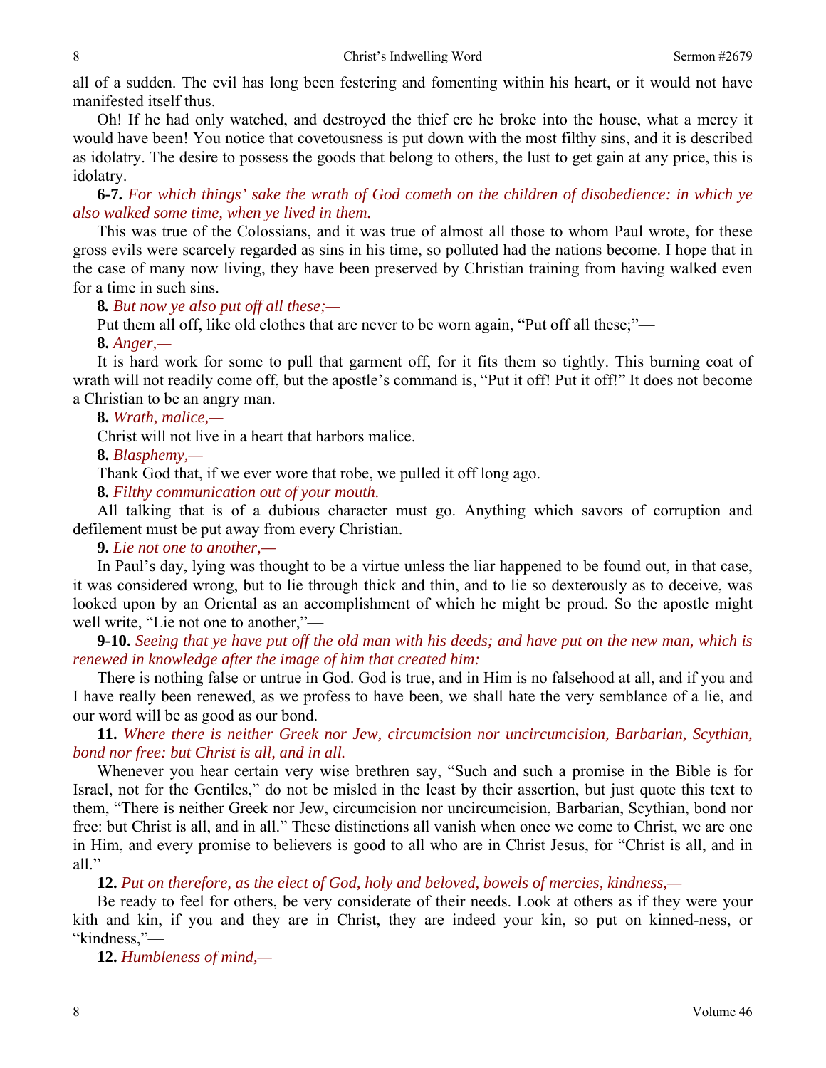all of a sudden. The evil has long been festering and fomenting within his heart, or it would not have manifested itself thus.

Oh! If he had only watched, and destroyed the thief ere he broke into the house, what a mercy it would have been! You notice that covetousness is put down with the most filthy sins, and it is described as idolatry. The desire to possess the goods that belong to others, the lust to get gain at any price, this is idolatry.

**6-7.** *For which things' sake the wrath of God cometh on the children of disobedience: in which ye also walked some time, when ye lived in them.*

This was true of the Colossians, and it was true of almost all those to whom Paul wrote, for these gross evils were scarcely regarded as sins in his time, so polluted had the nations become. I hope that in the case of many now living, they have been preserved by Christian training from having walked even for a time in such sins.

**8.** *But now ye also put off all these;—*

Put them all off, like old clothes that are never to be worn again, "Put off all these;"—

**8.** *Anger,—*

It is hard work for some to pull that garment off, for it fits them so tightly. This burning coat of wrath will not readily come off, but the apostle's command is, "Put it off! Put it off!" It does not become a Christian to be an angry man.

**8.** *Wrath, malice,—*

Christ will not live in a heart that harbors malice.

**8.** *Blasphemy,—*

Thank God that, if we ever wore that robe, we pulled it off long ago.

**8.** *Filthy communication out of your mouth.*

All talking that is of a dubious character must go. Anything which savors of corruption and defilement must be put away from every Christian.

**9.** *Lie not one to another,—*

In Paul's day, lying was thought to be a virtue unless the liar happened to be found out, in that case, it was considered wrong, but to lie through thick and thin, and to lie so dexterously as to deceive, was looked upon by an Oriental as an accomplishment of which he might be proud. So the apostle might well write, "Lie not one to another,"—

**9-10.** *Seeing that ye have put off the old man with his deeds; and have put on the new man, which is renewed in knowledge after the image of him that created him:*

There is nothing false or untrue in God. God is true, and in Him is no falsehood at all, and if you and I have really been renewed, as we profess to have been, we shall hate the very semblance of a lie, and our word will be as good as our bond.

**11.** *Where there is neither Greek nor Jew, circumcision nor uncircumcision, Barbarian, Scythian, bond nor free: but Christ is all, and in all.*

Whenever you hear certain very wise brethren say, "Such and such a promise in the Bible is for Israel, not for the Gentiles," do not be misled in the least by their assertion, but just quote this text to them, "There is neither Greek nor Jew, circumcision nor uncircumcision, Barbarian, Scythian, bond nor free: but Christ is all, and in all." These distinctions all vanish when once we come to Christ, we are one in Him, and every promise to believers is good to all who are in Christ Jesus, for "Christ is all, and in all."

**12.** *Put on therefore, as the elect of God, holy and beloved, bowels of mercies, kindness,—*

Be ready to feel for others, be very considerate of their needs. Look at others as if they were your kith and kin, if you and they are in Christ, they are indeed your kin, so put on kinned-ness, or "kindness,"—

**12.** *Humbleness of mind,—*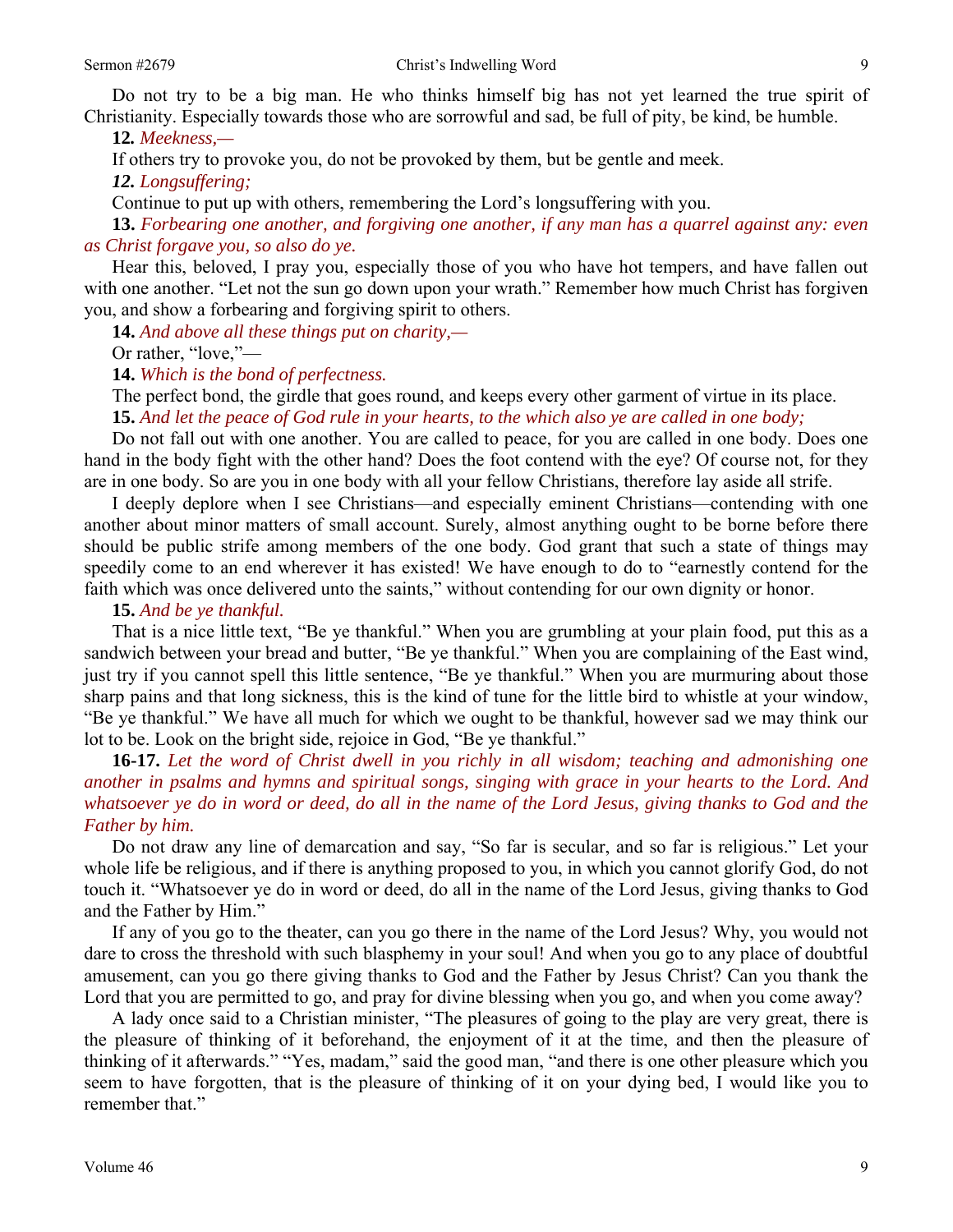Do not try to be a big man. He who thinks himself big has not yet learned the true spirit of Christianity. Especially towards those who are sorrowful and sad, be full of pity, be kind, be humble.

**12.** *Meekness,—*

If others try to provoke you, do not be provoked by them, but be gentle and meek.

***12.*** *Longsuffering;*

Continue to put up with others, remembering the Lord's longsuffering with you.

**13.** *Forbearing one another, and forgiving one another, if any man has a quarrel against any: even as Christ forgave you, so also do ye.*

Hear this, beloved, I pray you, especially those of you who have hot tempers, and have fallen out with one another. "Let not the sun go down upon your wrath." Remember how much Christ has forgiven you, and show a forbearing and forgiving spirit to others.

**14.** *And above all these things put on charity,—*

Or rather, "love,"—

**14.** *Which is the bond of perfectness.*

The perfect bond, the girdle that goes round, and keeps every other garment of virtue in its place.

**15.** *And let the peace of God rule in your hearts, to the which also ye are called in one body;*

Do not fall out with one another. You are called to peace, for you are called in one body. Does one hand in the body fight with the other hand? Does the foot contend with the eye? Of course not, for they are in one body. So are you in one body with all your fellow Christians, therefore lay aside all strife.

I deeply deplore when I see Christians—and especially eminent Christians—contending with one another about minor matters of small account. Surely, almost anything ought to be borne before there should be public strife among members of the one body. God grant that such a state of things may speedily come to an end wherever it has existed! We have enough to do to "earnestly contend for the faith which was once delivered unto the saints," without contending for our own dignity or honor.

**15.** *And be ye thankful.*

That is a nice little text, "Be ye thankful." When you are grumbling at your plain food, put this as a sandwich between your bread and butter, "Be ye thankful." When you are complaining of the East wind, just try if you cannot spell this little sentence, "Be ye thankful." When you are murmuring about those sharp pains and that long sickness, this is the kind of tune for the little bird to whistle at your window, "Be ye thankful." We have all much for which we ought to be thankful, however sad we may think our lot to be. Look on the bright side, rejoice in God, "Be ye thankful."

**16-17.** *Let the word of Christ dwell in you richly in all wisdom; teaching and admonishing one another in psalms and hymns and spiritual songs, singing with grace in your hearts to the Lord. And whatsoever ye do in word or deed, do all in the name of the Lord Jesus, giving thanks to God and the Father by him.*

Do not draw any line of demarcation and say, "So far is secular, and so far is religious." Let your whole life be religious, and if there is anything proposed to you, in which you cannot glorify God, do not touch it. "Whatsoever ye do in word or deed, do all in the name of the Lord Jesus, giving thanks to God and the Father by Him."

If any of you go to the theater, can you go there in the name of the Lord Jesus? Why, you would not dare to cross the threshold with such blasphemy in your soul! And when you go to any place of doubtful amusement, can you go there giving thanks to God and the Father by Jesus Christ? Can you thank the Lord that you are permitted to go, and pray for divine blessing when you go, and when you come away?

A lady once said to a Christian minister, "The pleasures of going to the play are very great, there is the pleasure of thinking of it beforehand, the enjoyment of it at the time, and then the pleasure of thinking of it afterwards." "Yes, madam," said the good man, "and there is one other pleasure which you seem to have forgotten, that is the pleasure of thinking of it on your dying bed, I would like you to remember that."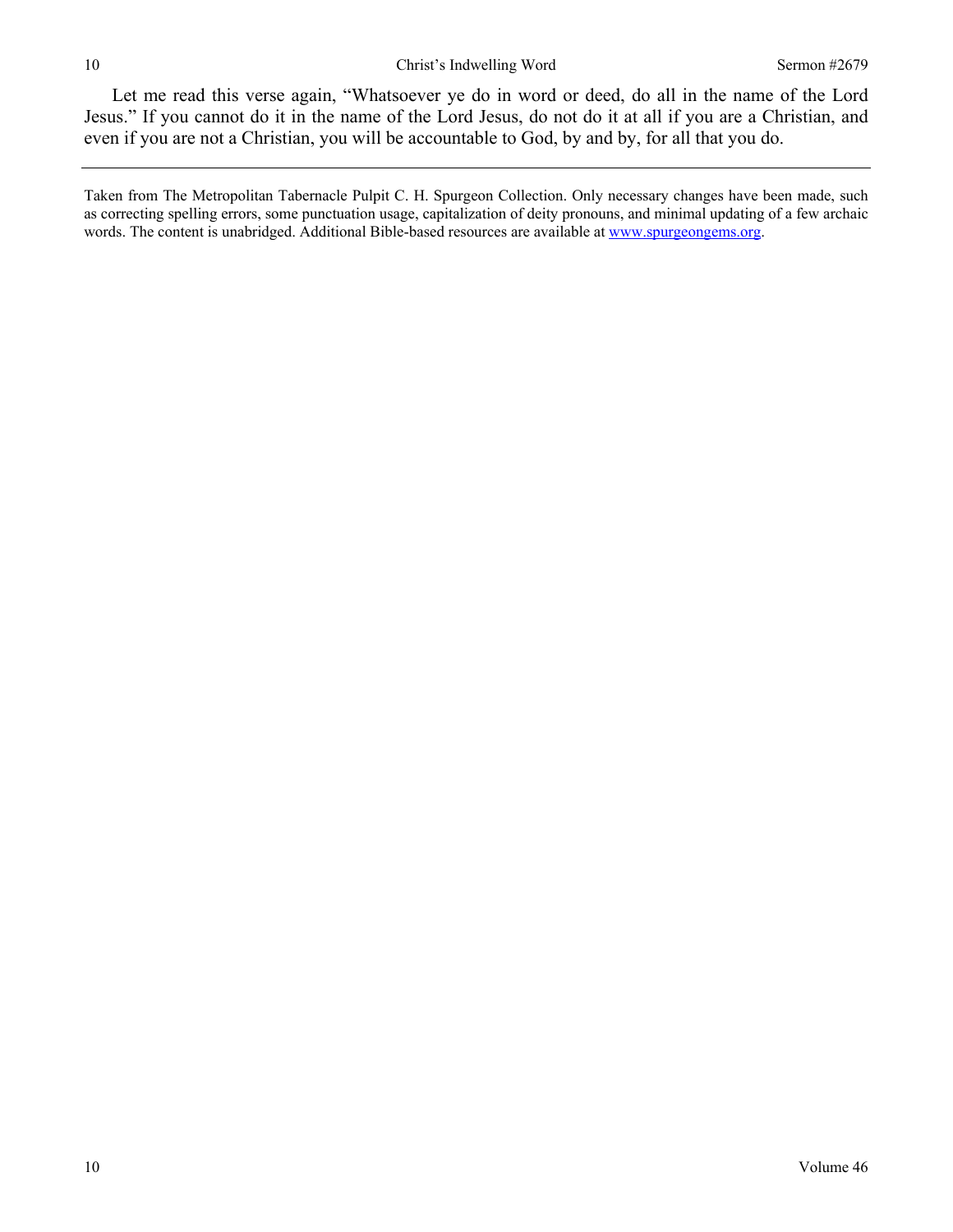Let me read this verse again, "Whatsoever ye do in word or deed, do all in the name of the Lord Jesus." If you cannot do it in the name of the Lord Jesus, do not do it at all if you are a Christian, and even if you are not a Christian, you will be accountable to God, by and by, for all that you do.

---

Taken from The Metropolitan Tabernacle Pulpit C. H. Spurgeon Collection. Only necessary changes have been made, such as correcting spelling errors, some punctuation usage, capitalization of deity pronouns, and minimal updating of a few archaic words. The content is unabridged. Additional Bible-based resources are available at www.spurgeongems.org.